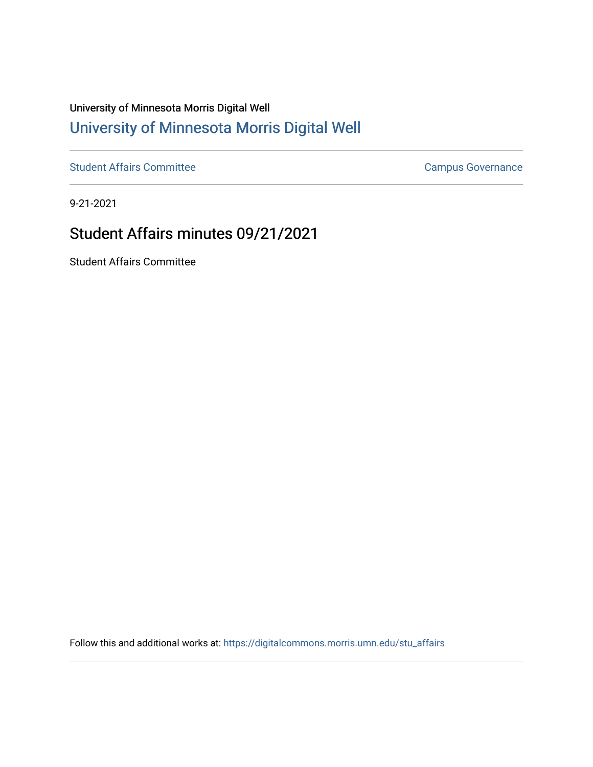University of Minnesota Morris Digital Well

# University of Minnesota Morris Digital Well

Student Affairs Committee | Campus Governance

9-21-2021

## Student Affairs minutes 09/21/2021

Student Affairs Committee

Follow this and additional works at: https://digitalcommons.morris.umn.edu/stu_affairs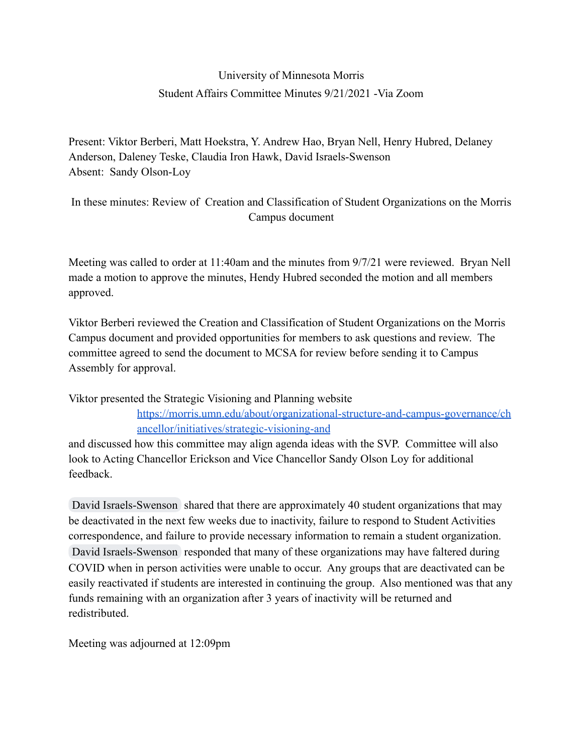University of Minnesota Morris
Student Affairs Committee Minutes 9/21/2021 -Via Zoom

Present: Viktor Berberi, Matt Hoekstra, Y. Andrew Hao, Bryan Nell, Henry Hubred, Delaney Anderson, Daleney Teske, Claudia Iron Hawk, David Israels-Swenson
Absent: Sandy Olson-Loy

In these minutes: Review of Creation and Classification of Student Organizations on the Morris Campus document

Meeting was called to order at 11:40am and the minutes from 9/7/21 were reviewed. Bryan Nell made a motion to approve the minutes, Hendy Hubred seconded the motion and all members approved.

Viktor Berberi reviewed the Creation and Classification of Student Organizations on the Morris Campus document and provided opportunities for members to ask questions and review. The committee agreed to send the document to MCSA for review before sending it to Campus Assembly for approval.

Viktor presented the Strategic Visioning and Planning website [https://morris.umn.edu/about/organizational-structure-and-campus-governance/chancellor/initiatives/strategic-visioning-and](https://morris.umn.edu/about/organizational-structure-and-campus-governance/chancellor/initiatives/strategic-visioning-and) and discussed how this committee may align agenda ideas with the SVP. Committee will also look to Acting Chancellor Erickson and Vice Chancellor Sandy Olson Loy for additional feedback.

David Israels-Swenson shared that there are approximately 40 student organizations that may be deactivated in the next few weeks due to inactivity, failure to respond to Student Activities correspondence, and failure to provide necessary information to remain a student organization. David Israels-Swenson responded that many of these organizations may have faltered during COVID when in person activities were unable to occur. Any groups that are deactivated can be easily reactivated if students are interested in continuing the group. Also mentioned was that any funds remaining with an organization after 3 years of inactivity will be returned and redistributed.

Meeting was adjourned at 12:09pm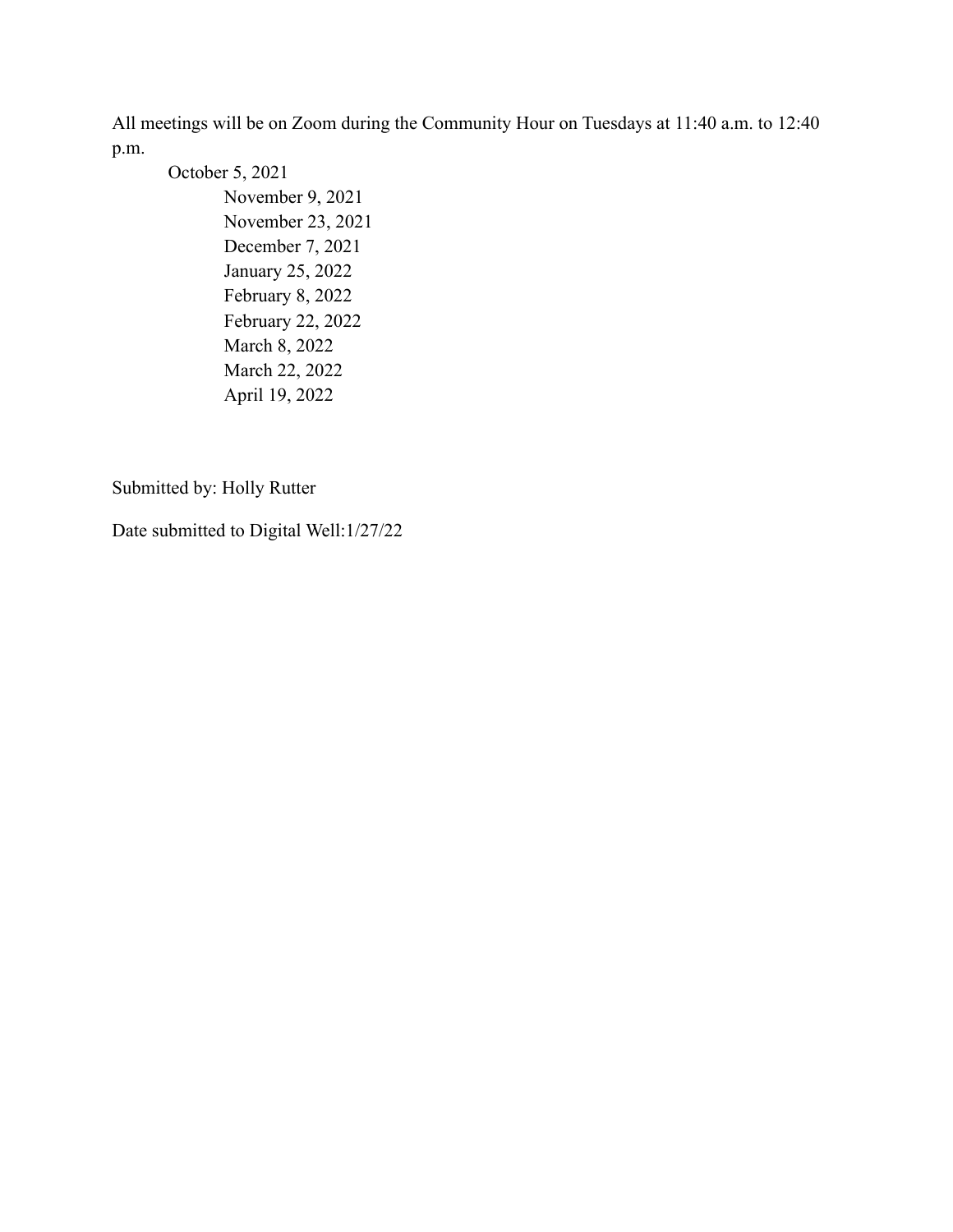All meetings will be on Zoom during the Community Hour on Tuesdays at 11:40 a.m. to 12:40 p.m.

- October 5, 2021
- November 9, 2021
- November 23, 2021
- December 7, 2021
- January 25, 2022
- February 8, 2022
- February 22, 2022
- March 8, 2022
- March 22, 2022
- April 19, 2022

Submitted by: Holly Rutter

Date submitted to Digital Well:1/27/22